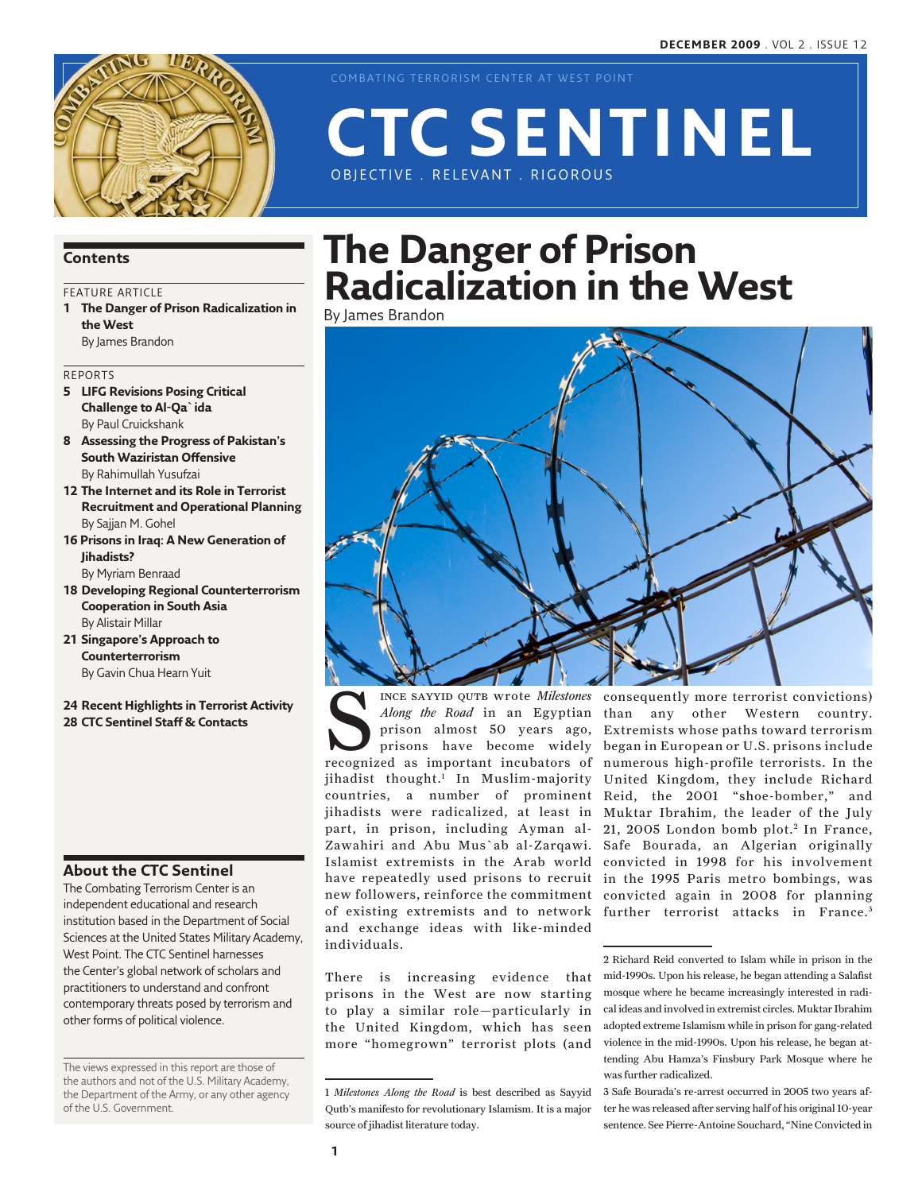COMBATING TERRORISM CENTER AT WEST POINT

# CTC SENTINEL

OBJECTIVE . RELEVANT . RIGOROUS

## Contents

FEATURE ARTICLE

**1 The Danger of Prison Radicalization in the West**
By James Brandon

REPORTS

**5 LIFG Revisions Posing Critical Challenge to Al-Qa`ida**
By Paul Cruickshank

**8 Assessing the Progress of Pakistan's South Waziristan Offensive**
By Rahimullah Yusufzai

**12 The Internet and its Role in Terrorist Recruitment and Operational Planning**
By Sajjan M. Gohel

**16 Prisons in Iraq: A New Generation of Jihadists?**
By Myriam Benraad

**18 Developing Regional Counterterrorism Cooperation in South Asia**
By Alistair Millar

**21 Singapore's Approach to Counterterrorism**
By Gavin Chua Hearn Yuit

**24 Recent Highlights in Terrorist Activity**

**28 CTC Sentinel Staff & Contacts**

## About the CTC Sentinel

The Combating Terrorism Center is an independent educational and research institution based in the Department of Social Sciences at the United States Military Academy, West Point. The CTC Sentinel harnesses the Center's global network of scholars and practitioners to understand and confront contemporary threats posed by terrorism and other forms of political violence.

The views expressed in this report are those of the authors and not of the U.S. Military Academy, the Department of the Army, or any other agency of the U.S. Government.

# The Danger of Prison Radicalization in the West

By James Brandon

Since Sayyid Qutb wrote *Milestones Along the Road* in an Egyptian prison almost 50 years ago, prisons have become widely recognized as important incubators of jihadist thought.[1] In Muslim-majority countries, a number of prominent jihadists were radicalized, at least in part, in prison, including Ayman al-Zawahiri and Abu Mus`ab al-Zarqawi. Islamist extremists in the Arab world have repeatedly used prisons to recruit new followers, reinforce the commitment of existing extremists and to network and exchange ideas with like-minded individuals.

There is increasing evidence that prisons in the West are now starting to play a similar role—particularly in the United Kingdom, which has seen more "homegrown" terrorist plots (and consequently more terrorist convictions) than any other Western country. Extremists whose paths toward terrorism began in European or U.S. prisons include numerous high-profile terrorists. In the United Kingdom, they include Richard Reid, the 2001 "shoe-bomber," and Muktar Ibrahim, the leader of the July 21, 2005 London bomb plot.[2] In France, Safe Bourada, an Algerian originally convicted in 1998 for his involvement in the 1995 Paris metro bombings, was convicted again in 2008 for planning further terrorist attacks in France.[3]

---

1 *Milestones Along the Road* is best described as Sayyid Qutb's manifesto for revolutionary Islamism. It is a major source of jihadist literature today.

2 Richard Reid converted to Islam while in prison in the mid-1990s. Upon his release, he began attending a Salafist mosque where he became increasingly interested in radical ideas and involved in extremist circles. Muktar Ibrahim adopted extreme Islamism while in prison for gang-related violence in the mid-1990s. Upon his release, he began attending Abu Hamza's Finsbury Park Mosque where he was further radicalized.

3 Safe Bourada's re-arrest occurred in 2005 two years after he was released after serving half of his original 10-year sentence. See Pierre-Antoine Souchard, "Nine Convicted in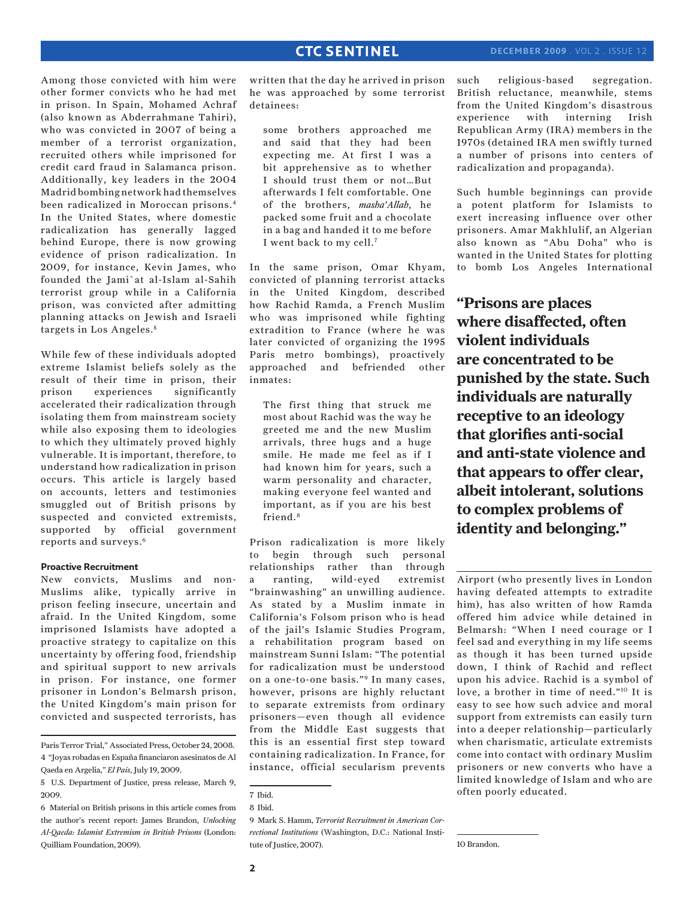Among those convicted with him were other former convicts who he had met in prison. In Spain, Mohamed Achraf (also known as Abderrahmane Tahiri), who was convicted in 2007 of being a member of a terrorist organization, recruited others while imprisoned for credit card fraud in Salamanca prison. Additionally, key leaders in the 2004 Madrid bombing network had themselves been radicalized in Moroccan prisons.[4] In the United States, where domestic radicalization has generally lagged behind Europe, there is now growing evidence of prison radicalization. In 2009, for instance, Kevin James, who founded the Jami`at al-Islam al-Sahih terrorist group while in a California prison, was convicted after admitting planning attacks on Jewish and Israeli targets in Los Angeles.[5]

While few of these individuals adopted extreme Islamist beliefs solely as the result of their time in prison, their prison experiences significantly accelerated their radicalization through isolating them from mainstream society while also exposing them to ideologies to which they ultimately proved highly vulnerable. It is important, therefore, to understand how radicalization in prison occurs. This article is largely based on accounts, letters and testimonies smuggled out of British prisons by suspected and convicted extremists, supported by official government reports and surveys.[6]

### Proactive Recruitment

New convicts, Muslims and non-Muslims alike, typically arrive in prison feeling insecure, uncertain and afraid. In the United Kingdom, some imprisoned Islamists have adopted a proactive strategy to capitalize on this uncertainty by offering food, friendship and spiritual support to new arrivals in prison. For instance, one former prisoner in London's Belmarsh prison, the United Kingdom's main prison for convicted and suspected terrorists, has written that the day he arrived in prison he was approached by some terrorist detainees:

> some brothers approached me and said that they had been expecting me. At first I was a bit apprehensive as to whether I should trust them or not…But afterwards I felt comfortable. One of the brothers, *masha'Allah*, he packed some fruit and a chocolate in a bag and handed it to me before I went back to my cell.[7]

In the same prison, Omar Khyam, convicted of planning terrorist attacks in the United Kingdom, described how Rachid Ramda, a French Muslim who was imprisoned while fighting extradition to France (where he was later convicted of organizing the 1995 Paris metro bombings), proactively approached and befriended other inmates:

> The first thing that struck me most about Rachid was the way he greeted me and the new Muslim arrivals, three hugs and a huge smile. He made me feel as if I had known him for years, such a warm personality and character, making everyone feel wanted and important, as if you are his best friend.[8]

Prison radicalization is more likely to begin through such personal relationships rather than through a ranting, wild-eyed extremist "brainwashing" an unwilling audience. As stated by a Muslim inmate in California's Folsom prison who is head of the jail's Islamic Studies Program, a rehabilitation program based on mainstream Sunni Islam: "The potential for radicalization must be understood on a one-to-one basis."[9] In many cases, however, prisons are highly reluctant to separate extremists from ordinary prisoners—even though all evidence from the Middle East suggests that this is an essential first step toward containing radicalization. In France, for instance, official secularism prevents such religious-based segregation. British reluctance, meanwhile, stems from the United Kingdom's disastrous experience with interning Irish Republican Army (IRA) members in the 1970s (detained IRA men swiftly turned a number of prisons into centers of radicalization and propaganda).

Such humble beginnings can provide a potent platform for Islamists to exert increasing influence over other prisoners. Amar Makhlulif, an Algerian also known as "Abu Doha" who is wanted in the United States for plotting to bomb Los Angeles International Airport (who presently lives in London having defeated attempts to extradite him), has also written of how Ramda offered him advice while detained in Belmarsh: "When I need courage or I feel sad and everything in my life seems as though it has been turned upside down, I think of Rachid and reflect upon his advice. Rachid is a symbol of love, a brother in time of need."[10] It is easy to see how such advice and moral support from extremists can easily turn into a deeper relationship—particularly when charismatic, articulate extremists come into contact with ordinary Muslim prisoners or new converts who have a limited knowledge of Islam and who are often poorly educated.

**"Prisons are places where disaffected, often violent individuals are concentrated to be punished by the state. Such individuals are naturally receptive to an ideology that glorifies anti-social and anti-state violence and that appears to offer clear, albeit intolerant, solutions to complex problems of identity and belonging."**

---

Paris Terror Trial," Associated Press, October 24, 2008.

4 "Joyas robadas en España financiaron asesinatos de Al Qaeda en Argelia," *El Pais*, July 19, 2009.

5 U.S. Department of Justice, press release, March 9, 2009.

6 Material on British prisons in this article comes from the author's recent report: James Brandon, *Unlocking Al-Qaeda: Islamist Extremism in British Prisons* (London: Quilliam Foundation, 2009).

7 Ibid.

8 Ibid.

9 Mark S. Hamm, *Terrorist Recruitment in American Correctional Institutions* (Washington, D.C.: National Institute of Justice, 2007).

10 Brandon.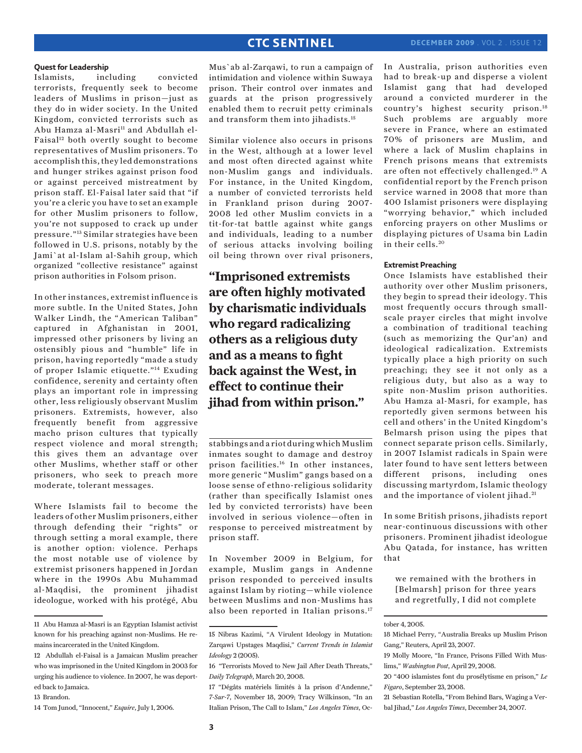### Quest for Leadership

Islamists, including convicted terrorists, frequently seek to become leaders of Muslims in prison—just as they do in wider society. In the United Kingdom, convicted terrorists such as Abu Hamza al-Masri[11] and Abdullah el-Faisal[12] both overtly sought to become representatives of Muslim prisoners. To accomplish this, they led demonstrations and hunger strikes against prison food or against perceived mistreatment by prison staff. El-Faisal later said that "if you're a cleric you have to set an example for other Muslim prisoners to follow, you're not supposed to crack up under pressure."[13] Similar strategies have been followed in U.S. prisons, notably by the Jami`at al-Islam al-Sahih group, which organized "collective resistance" against prison authorities in Folsom prison.

In other instances, extremist influence is more subtle. In the United States, John Walker Lindh, the "American Taliban" captured in Afghanistan in 2001, impressed other prisoners by living an ostensibly pious and "humble" life in prison, having reportedly "made a study of proper Islamic etiquette."[14] Exuding confidence, serenity and certainty often plays an important role in impressing other, less religiously observant Muslim prisoners. Extremists, however, also frequently benefit from aggressive macho prison cultures that typically respect violence and moral strength; this gives them an advantage over other Muslims, whether staff or other prisoners, who seek to preach more moderate, tolerant messages.

Where Islamists fail to become the leaders of other Muslim prisoners, either through defending their "rights" or through setting a moral example, there is another option: violence. Perhaps the most notable use of violence by extremist prisoners happened in Jordan where in the 1990s Abu Muhammad al-Maqdisi, the prominent jihadist ideologue, worked with his protégé, Abu Mus`ab al-Zarqawi, to run a campaign of intimidation and violence within Suwaya prison. Their control over inmates and guards at the prison progressively enabled them to recruit petty criminals and transform them into jihadists.[15]

Similar violence also occurs in prisons in the West, although at a lower level and most often directed against white non-Muslim gangs and individuals. For instance, in the United Kingdom, a number of convicted terrorists held in Frankland prison during 2007-2008 led other Muslim convicts in a tit-for-tat battle against white gangs and individuals, leading to a number of serious attacks involving boiling oil being thrown over rival prisoners, stabbings and a riot during which Muslim inmates sought to damage and destroy prison facilities.[16] In other instances, more generic "Muslim" gangs based on a loose sense of ethno-religious solidarity (rather than specifically Islamist ones led by convicted terrorists) have been involved in serious violence—often in response to perceived mistreatment by prison staff.

**"Imprisoned extremists are often highly motivated by charismatic individuals who regard radicalizing others as a religious duty and as a means to fight back against the West, in effect to continue their jihad from within prison."**

In November 2009 in Belgium, for example, Muslim gangs in Andenne prison responded to perceived insults against Islam by rioting—while violence between Muslims and non-Muslims has also been reported in Italian prisons.[17]

In Australia, prison authorities even had to break-up and disperse a violent Islamist gang that had developed around a convicted murderer in the country's highest security prison.[18] Such problems are arguably more severe in France, where an estimated 70% of prisoners are Muslim, and where a lack of Muslim chaplains in French prisons means that extremists are often not effectively challenged.[19] A confidential report by the French prison service warned in 2008 that more than 400 Islamist prisoners were displaying "worrying behavior," which included enforcing prayers on other Muslims or displaying pictures of Usama bin Ladin in their cells.[20]

### Extremist Preaching

Once Islamists have established their authority over other Muslim prisoners, they begin to spread their ideology. This most frequently occurs through small-scale prayer circles that might involve a combination of traditional teaching (such as memorizing the Qur'an) and ideological radicalization. Extremists typically place a high priority on such preaching; they see it not only as a religious duty, but also as a way to spite non-Muslim prison authorities. Abu Hamza al-Masri, for example, has reportedly given sermons between his cell and others' in the United Kingdom's Belmarsh prison using the pipes that connect separate prison cells. Similarly, in 2007 Islamist radicals in Spain were later found to have sent letters between different prisons, including ones discussing martyrdom, Islamic theology and the importance of violent jihad.[21]

In some British prisons, jihadists report near-continuous discussions with other prisoners. Prominent jihadist ideologue Abu Qatada, for instance, has written that

> we remained with the brothers in [Belmarsh] prison for three years and regretfully, I did not complete

---

11 Abu Hamza al-Masri is an Egyptian Islamist activist known for his preaching against non-Muslims. He remains incarcerated in the United Kingdom.

12 Abdullah el-Faisal is a Jamaican Muslim preacher who was imprisoned in the United Kingdom in 2003 for urging his audience to violence. In 2007, he was deported back to Jamaica.

13 Brandon.

14 Tom Junod, "Innocent," *Esquire*, July 1, 2006.

15 Nibras Kazimi, "A Virulent Ideology in Mutation: Zarqawi Upstages Maqdisi," *Current Trends in Islamist Ideology* 2 (2005).

16 "Terrorists Moved to New Jail After Death Threats," *Daily Telegraph*, March 20, 2008.

17 "Dégâts matériels limités à la prison d'Andenne," *7-Sur-7*, November 18, 2009; Tracy Wilkinson, "In an Italian Prison, The Call to Islam," *Los Angeles Times*, October 4, 2005.

18 Michael Perry, "Australia Breaks up Muslim Prison Gang," Reuters, April 23, 2007.

19 Molly Moore, "In France, Prisons Filled With Muslims," *Washington Post*, April 29, 2008.

20 "400 islamistes font du prosélytisme en prison," *Le Figaro*, September 23, 2008.

21 Sebastian Rotella, "From Behind Bars, Waging a Verbal Jihad," *Los Angeles Times*, December 24, 2007.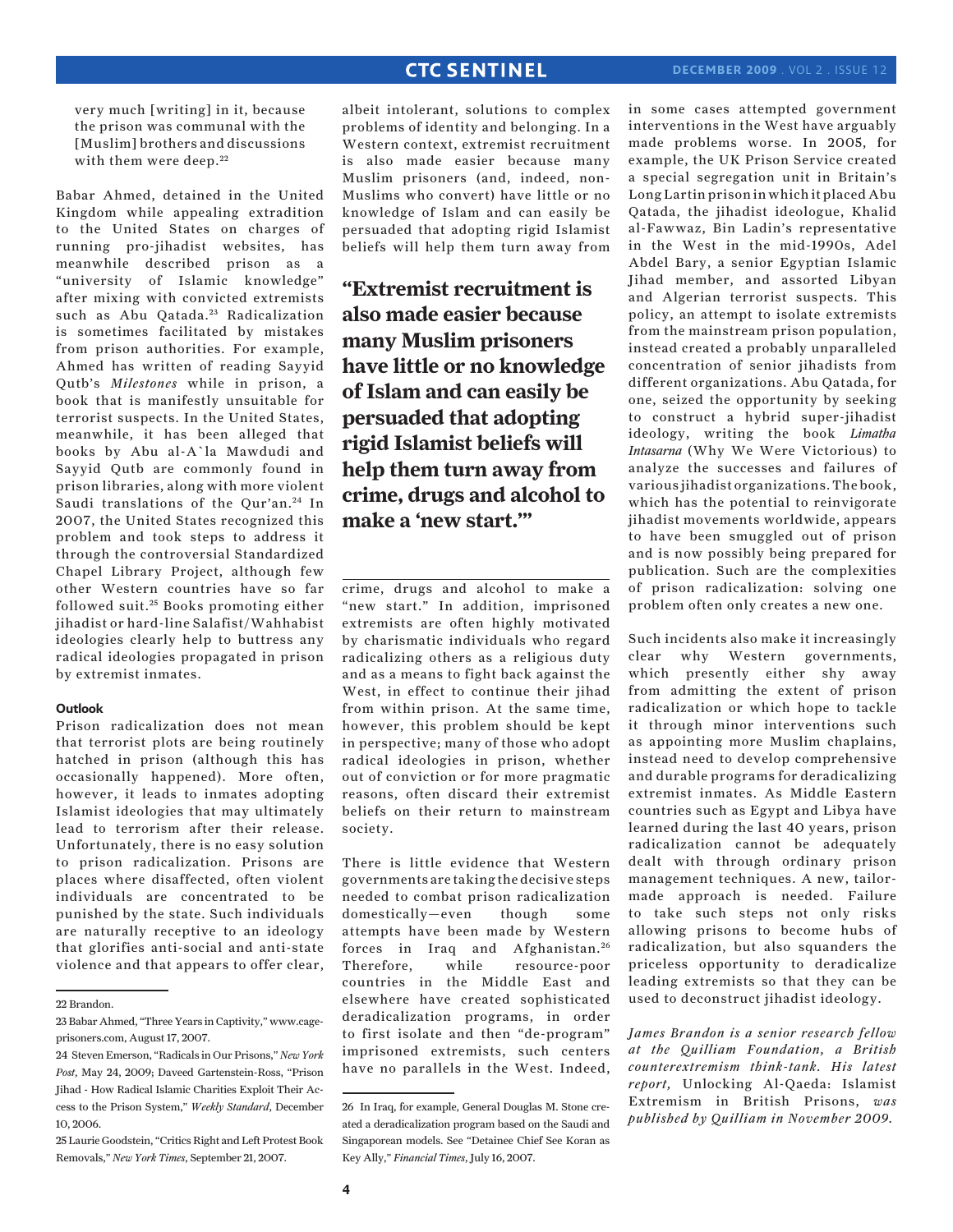very much [writing] in it, because the prison was communal with the [Muslim] brothers and discussions with them were deep.[22]

Babar Ahmed, detained in the United Kingdom while appealing extradition to the United States on charges of running pro-jihadist websites, has meanwhile described prison as a "university of Islamic knowledge" after mixing with convicted extremists such as Abu Qatada.[23] Radicalization is sometimes facilitated by mistakes from prison authorities. For example, Ahmed has written of reading Sayyid Qutb's *Milestones* while in prison, a book that is manifestly unsuitable for terrorist suspects. In the United States, meanwhile, it has been alleged that books by Abu al-A`la Mawdudi and Sayyid Qutb are commonly found in prison libraries, along with more violent Saudi translations of the Qur'an.[24] In 2007, the United States recognized this problem and took steps to address it through the controversial Standardized Chapel Library Project, although few other Western countries have so far followed suit.[25] Books promoting either jihadist or hard-line Salafist/Wahhabist ideologies clearly help to buttress any radical ideologies propagated in prison by extremist inmates.

#### Outlook

Prison radicalization does not mean that terrorist plots are being routinely hatched in prison (although this has occasionally happened). More often, however, it leads to inmates adopting Islamist ideologies that may ultimately lead to terrorism after their release. Unfortunately, there is no easy solution to prison radicalization. Prisons are places where disaffected, often violent individuals are concentrated to be punished by the state. Such individuals are naturally receptive to an ideology that glorifies anti-social and anti-state violence and that appears to offer clear, albeit intolerant, solutions to complex problems of identity and belonging. In a Western context, extremist recruitment is also made easier because many Muslim prisoners (and, indeed, non-Muslims who convert) have little or no knowledge of Islam and can easily be persuaded that adopting rigid Islamist beliefs will help them turn away from crime, drugs and alcohol to make a "new start." In addition, imprisoned extremists are often highly motivated by charismatic individuals who regard radicalizing others as a religious duty and as a means to fight back against the West, in effect to continue their jihad from within prison. At the same time, however, this problem should be kept in perspective; many of those who adopt radical ideologies in prison, whether out of conviction or for more pragmatic reasons, often discard their extremist beliefs on their return to mainstream society.

**"Extremist recruitment is also made easier because many Muslim prisoners have little or no knowledge of Islam and can easily be persuaded that adopting rigid Islamist beliefs will help them turn away from crime, drugs and alcohol to make a 'new start.'"**

There is little evidence that Western governments are taking the decisive steps needed to combat prison radicalization domestically—even though some attempts have been made by Western forces in Iraq and Afghanistan.[26] Therefore, while resource-poor countries in the Middle East and elsewhere have created sophisticated deradicalization programs, in order to first isolate and then "de-program" imprisoned extremists, such centers have no parallels in the West. Indeed, in some cases attempted government interventions in the West have arguably made problems worse. In 2005, for example, the UK Prison Service created a special segregation unit in Britain's Long Lartin prison in which it placed Abu Qatada, the jihadist ideologue, Khalid al-Fawwaz, Bin Ladin's representative in the West in the mid-1990s, Adel Abdel Bary, a senior Egyptian Islamic Jihad member, and assorted Libyan and Algerian terrorist suspects. This policy, an attempt to isolate extremists from the mainstream prison population, instead created a probably unparalleled concentration of senior jihadists from different organizations. Abu Qatada, for one, seized the opportunity by seeking to construct a hybrid super-jihadist ideology, writing the book *Limatha Intasarna* (Why We Were Victorious) to analyze the successes and failures of various jihadist organizations. The book, which has the potential to reinvigorate jihadist movements worldwide, appears to have been smuggled out of prison and is now possibly being prepared for publication. Such are the complexities of prison radicalization: solving one problem often only creates a new one.

Such incidents also make it increasingly clear why Western governments, which presently either shy away from admitting the extent of prison radicalization or which hope to tackle it through minor interventions such as appointing more Muslim chaplains, instead need to develop comprehensive and durable programs for deradicalizing extremist inmates. As Middle Eastern countries such as Egypt and Libya have learned during the last 40 years, prison radicalization cannot be adequately dealt with through ordinary prison management techniques. A new, tailor-made approach is needed. Failure to take such steps not only risks allowing prisons to become hubs of radicalization, but also squanders the priceless opportunity to deradicalize leading extremists so that they can be used to deconstruct jihadist ideology.

*James Brandon is a senior research fellow at the Quilliam Foundation, a British counterextremism think-tank. His latest report,* Unlocking Al-Qaeda: Islamist Extremism in British Prisons, *was published by Quilliam in November 2009.*

---

22 Brandon.

23 Babar Ahmed, "Three Years in Captivity," www.cageprisoners.com, August 17, 2007.

24 Steven Emerson, "Radicals in Our Prisons," *New York Post*, May 24, 2009; Daveed Gartenstein-Ross, "Prison Jihad - How Radical Islamic Charities Exploit Their Access to the Prison System," *Weekly Standard*, December 10, 2006.

25 Laurie Goodstein, "Critics Right and Left Protest Book Removals," *New York Times*, September 21, 2007.

26 In Iraq, for example, General Douglas M. Stone created a deradicalization program based on the Saudi and Singaporean models. See "Detainee Chief See Koran as Key Ally," *Financial Times*, July 16, 2007.